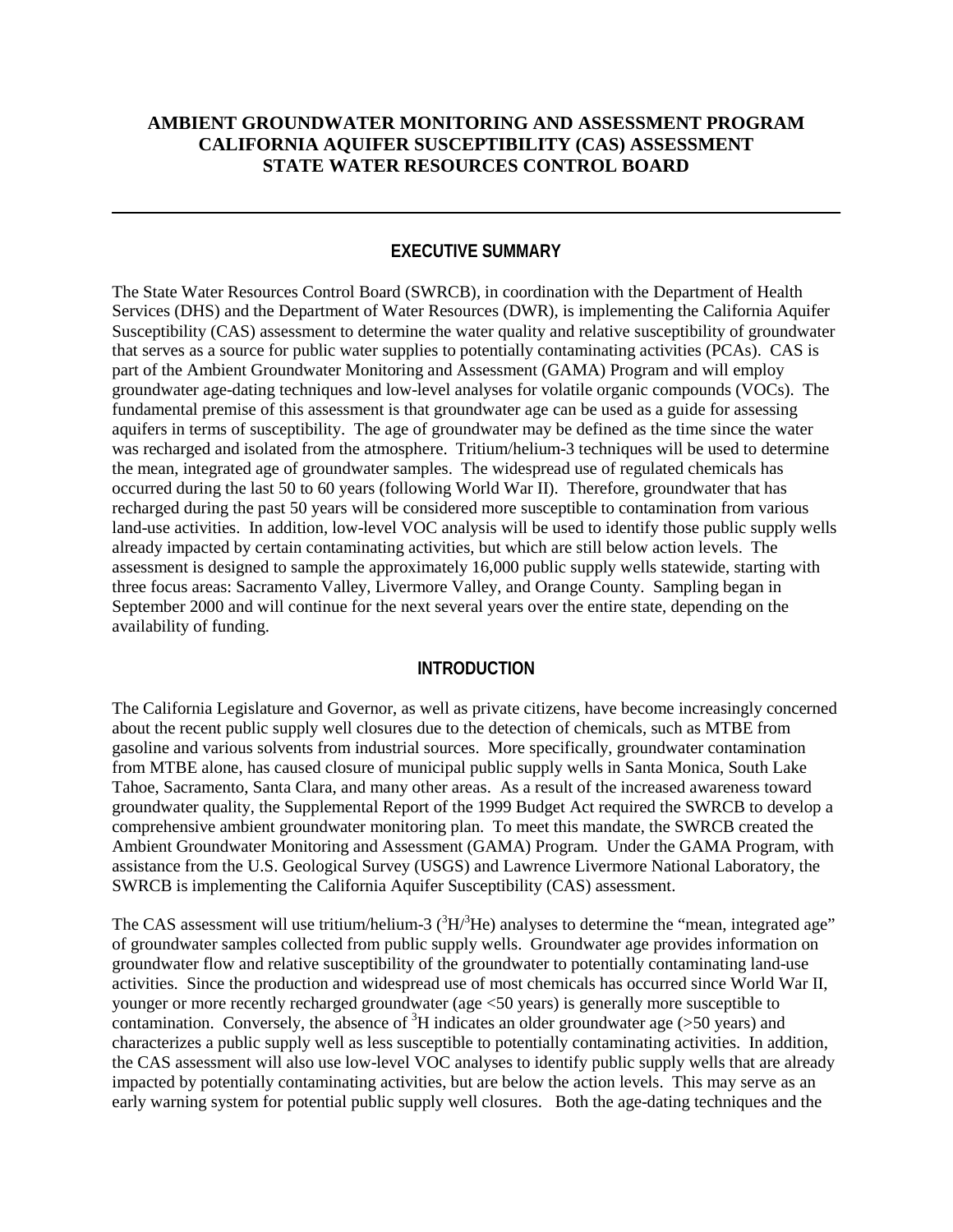# AMBIENT GROUNDWATER MONITORING AND ASSESSMENT PROGRAM
# CALIFORNIA AQUIFER SUSCEPTIBILITY (CAS) ASSESSMENT
# STATE WATER RESOURCES CONTROL BOARD

---

## EXECUTIVE SUMMARY

The State Water Resources Control Board (SWRCB), in coordination with the Department of Health Services (DHS) and the Department of Water Resources (DWR), is implementing the California Aquifer Susceptibility (CAS) assessment to determine the water quality and relative susceptibility of groundwater that serves as a source for public water supplies to potentially contaminating activities (PCAs). CAS is part of the Ambient Groundwater Monitoring and Assessment (GAMA) Program and will employ groundwater age-dating techniques and low-level analyses for volatile organic compounds (VOCs). The fundamental premise of this assessment is that groundwater age can be used as a guide for assessing aquifers in terms of susceptibility. The age of groundwater may be defined as the time since the water was recharged and isolated from the atmosphere. Tritium/helium-3 techniques will be used to determine the mean, integrated age of groundwater samples. The widespread use of regulated chemicals has occurred during the last 50 to 60 years (following World War II). Therefore, groundwater that has recharged during the past 50 years will be considered more susceptible to contamination from various land-use activities. In addition, low-level VOC analysis will be used to identify those public supply wells already impacted by certain contaminating activities, but which are still below action levels. The assessment is designed to sample the approximately 16,000 public supply wells statewide, starting with three focus areas: Sacramento Valley, Livermore Valley, and Orange County. Sampling began in September 2000 and will continue for the next several years over the entire state, depending on the availability of funding.

## INTRODUCTION

The California Legislature and Governor, as well as private citizens, have become increasingly concerned about the recent public supply well closures due to the detection of chemicals, such as MTBE from gasoline and various solvents from industrial sources. More specifically, groundwater contamination from MTBE alone, has caused closure of municipal public supply wells in Santa Monica, South Lake Tahoe, Sacramento, Santa Clara, and many other areas. As a result of the increased awareness toward groundwater quality, the Supplemental Report of the 1999 Budget Act required the SWRCB to develop a comprehensive ambient groundwater monitoring plan. To meet this mandate, the SWRCB created the Ambient Groundwater Monitoring and Assessment (GAMA) Program. Under the GAMA Program, with assistance from the U.S. Geological Survey (USGS) and Lawrence Livermore National Laboratory, the SWRCB is implementing the California Aquifer Susceptibility (CAS) assessment.

The CAS assessment will use tritium/helium-3 ($^3H/^3He$) analyses to determine the "mean, integrated age" of groundwater samples collected from public supply wells. Groundwater age provides information on groundwater flow and relative susceptibility of the groundwater to potentially contaminating land-use activities. Since the production and widespread use of most chemicals has occurred since World War II, younger or more recently recharged groundwater (age <50 years) is generally more susceptible to contamination. Conversely, the absence of $^3H$ indicates an older groundwater age (>50 years) and characterizes a public supply well as less susceptible to potentially contaminating activities. In addition, the CAS assessment will also use low-level VOC analyses to identify public supply wells that are already impacted by potentially contaminating activities, but are below the action levels. This may serve as an early warning system for potential public supply well closures. Both the age-dating techniques and the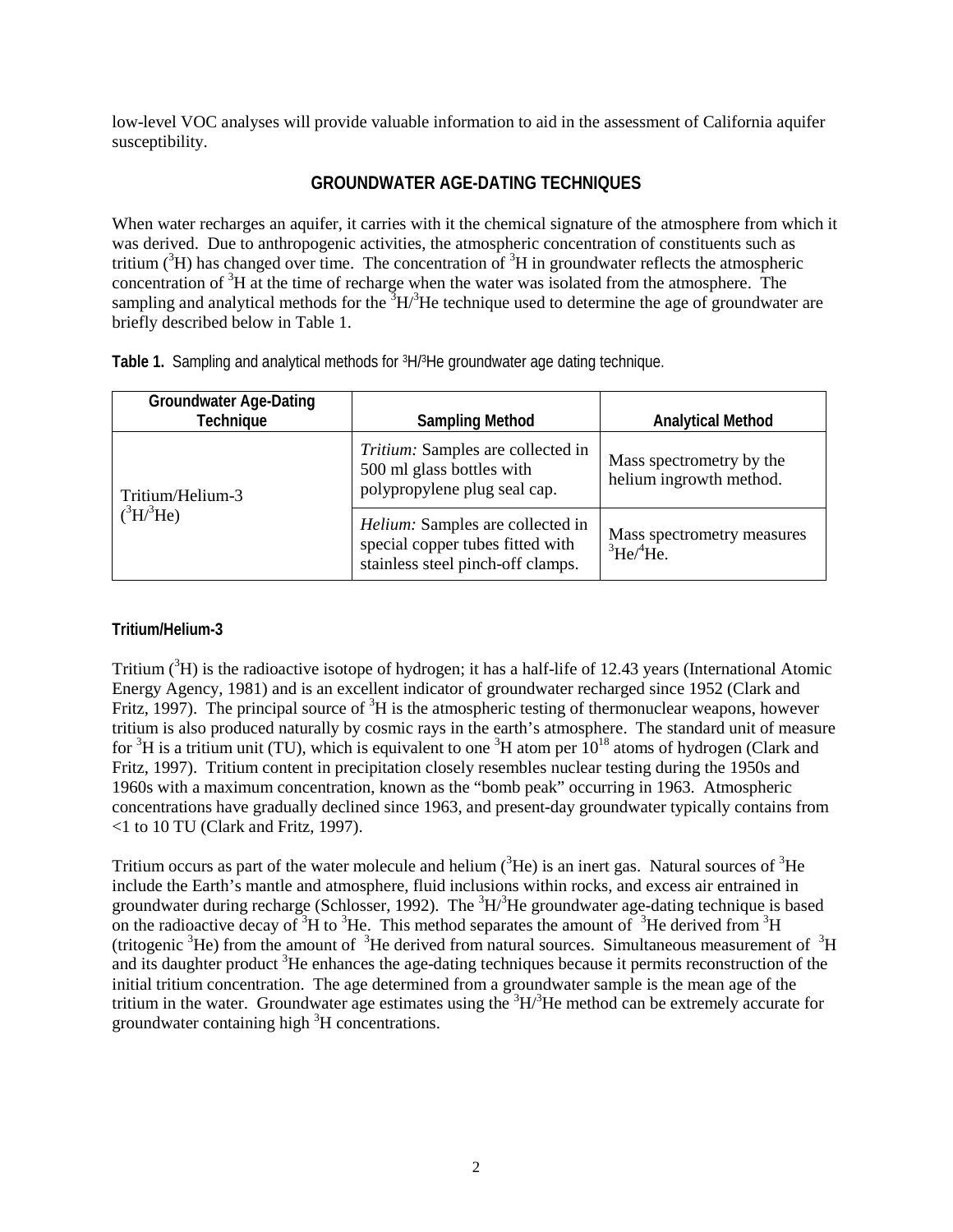low-level VOC analyses will provide valuable information to aid in the assessment of California aquifer susceptibility.

## GROUNDWATER AGE-DATING TECHNIQUES

When water recharges an aquifer, it carries with it the chemical signature of the atmosphere from which it was derived. Due to anthropogenic activities, the atmospheric concentration of constituents such as tritium ($^3H$) has changed over time. The concentration of $^3H$ in groundwater reflects the atmospheric concentration of $^3H$ at the time of recharge when the water was isolated from the atmosphere. The sampling and analytical methods for the $^3H/^3He$ technique used to determine the age of groundwater are briefly described below in Table 1.

**Table 1.** Sampling and analytical methods for $^3H/^3He$ groundwater age dating technique.

| Groundwater Age-Dating Technique | Sampling Method | Analytical Method |
|---|---|---|
| Tritium/Helium-3 ($^3H/^3He$) | *Tritium:* Samples are collected in 500 ml glass bottles with polypropylene plug seal cap. | Mass spectrometry by the helium ingrowth method. |
| | *Helium:* Samples are collected in special copper tubes fitted with stainless steel pinch-off clamps. | Mass spectrometry measures $^3He/^4He$. |

### Tritium/Helium-3

Tritium ($^3H$) is the radioactive isotope of hydrogen; it has a half-life of 12.43 years (International Atomic Energy Agency, 1981) and is an excellent indicator of groundwater recharged since 1952 (Clark and Fritz, 1997). The principal source of $^3H$ is the atmospheric testing of thermonuclear weapons, however tritium is also produced naturally by cosmic rays in the earth's atmosphere. The standard unit of measure for $^3H$ is a tritium unit (TU), which is equivalent to one $^3H$ atom per $10^{18}$ atoms of hydrogen (Clark and Fritz, 1997). Tritium content in precipitation closely resembles nuclear testing during the 1950s and 1960s with a maximum concentration, known as the "bomb peak" occurring in 1963. Atmospheric concentrations have gradually declined since 1963, and present-day groundwater typically contains from <1 to 10 TU (Clark and Fritz, 1997).

Tritium occurs as part of the water molecule and helium ($^3He$) is an inert gas. Natural sources of $^3He$ include the Earth's mantle and atmosphere, fluid inclusions within rocks, and excess air entrained in groundwater during recharge (Schlosser, 1992). The $^3H/^3He$ groundwater age-dating technique is based on the radioactive decay of $^3H$ to $^3He$. This method separates the amount of $^3He$ derived from $^3H$ (tritogenic $^3He$) from the amount of $^3He$ derived from natural sources. Simultaneous measurement of $^3H$ and its daughter product $^3He$ enhances the age-dating techniques because it permits reconstruction of the initial tritium concentration. The age determined from a groundwater sample is the mean age of the tritium in the water. Groundwater age estimates using the $^3H/^3He$ method can be extremely accurate for groundwater containing high $^3H$ concentrations.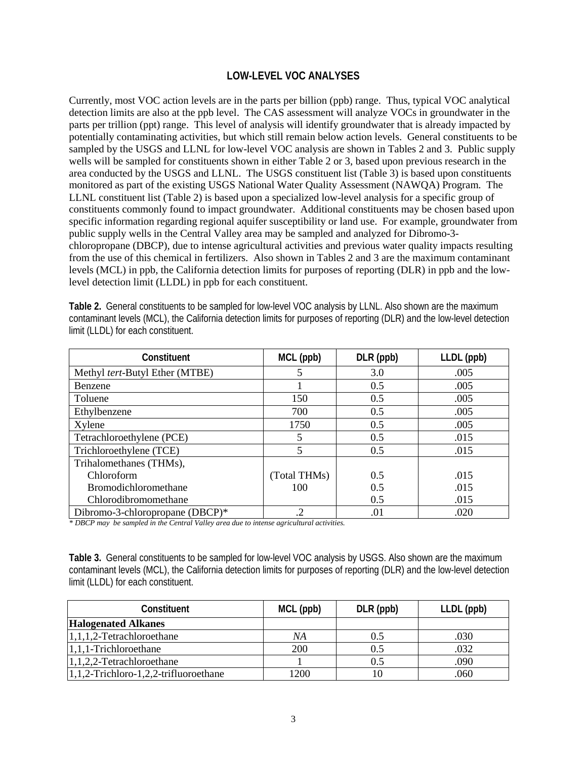## LOW-LEVEL VOC ANALYSES

Currently, most VOC action levels are in the parts per billion (ppb) range. Thus, typical VOC analytical detection limits are also at the ppb level. The CAS assessment will analyze VOCs in groundwater in the parts per trillion (ppt) range. This level of analysis will identify groundwater that is already impacted by potentially contaminating activities, but which still remain below action levels. General constituents to be sampled by the USGS and LLNL for low-level VOC analysis are shown in Tables 2 and 3. Public supply wells will be sampled for constituents shown in either Table 2 or 3, based upon previous research in the area conducted by the USGS and LLNL. The USGS constituent list (Table 3) is based upon constituents monitored as part of the existing USGS National Water Quality Assessment (NAWQA) Program. The LLNL constituent list (Table 2) is based upon a specialized low-level analysis for a specific group of constituents commonly found to impact groundwater. Additional constituents may be chosen based upon specific information regarding regional aquifer susceptibility or land use. For example, groundwater from public supply wells in the Central Valley area may be sampled and analyzed for Dibromo-3-chloropropane (DBCP), due to intense agricultural activities and previous water quality impacts resulting from the use of this chemical in fertilizers. Also shown in Tables 2 and 3 are the maximum contaminant levels (MCL) in ppb, the California detection limits for purposes of reporting (DLR) in ppb and the low-level detection limit (LLDL) in ppb for each constituent.

**Table 2.** General constituents to be sampled for low-level VOC analysis by LLNL. Also shown are the maximum contaminant levels (MCL), the California detection limits for purposes of reporting (DLR) and the low-level detection limit (LLDL) for each constituent.

| Constituent | MCL (ppb) | DLR (ppb) | LLDL (ppb) |
|---|---|---|---|
| Methyl *tert*-Butyl Ether (MTBE) | 5 | 3.0 | .005 |
| Benzene | 1 | 0.5 | .005 |
| Toluene | 150 | 0.5 | .005 |
| Ethylbenzene | 700 | 0.5 | .005 |
| Xylene | 1750 | 0.5 | .005 |
| Tetrachloroethylene (PCE) | 5 | 0.5 | .015 |
| Trichloroethylene (TCE) | 5 | 0.5 | .015 |
| Trihalomethanes (THMs), | | | |
| Chloroform | (Total THMs) | 0.5 | .015 |
| Bromodichloromethane | 100 | 0.5 | .015 |
| Chlorodibromomethane | | 0.5 | .015 |
| Dibromo-3-chloropropane (DBCP)* | .2 | .01 | .020 |

*\* DBCP may be sampled in the Central Valley area due to intense agricultural activities.*

**Table 3.** General constituents to be sampled for low-level VOC analysis by USGS. Also shown are the maximum contaminant levels (MCL), the California detection limits for purposes of reporting (DLR) and the low-level detection limit (LLDL) for each constituent.

| Constituent | MCL (ppb) | DLR (ppb) | LLDL (ppb) |
|---|---|---|---|
| **Halogenated Alkanes** | | | |
| 1,1,1,2-Tetrachloroethane | *NA* | 0.5 | .030 |
| 1,1,1-Trichloroethane | 200 | 0.5 | .032 |
| 1,1,2,2-Tetrachloroethane | 1 | 0.5 | .090 |
| 1,1,2-Trichloro-1,2,2-trifluoroethane | 1200 | 10 | .060 |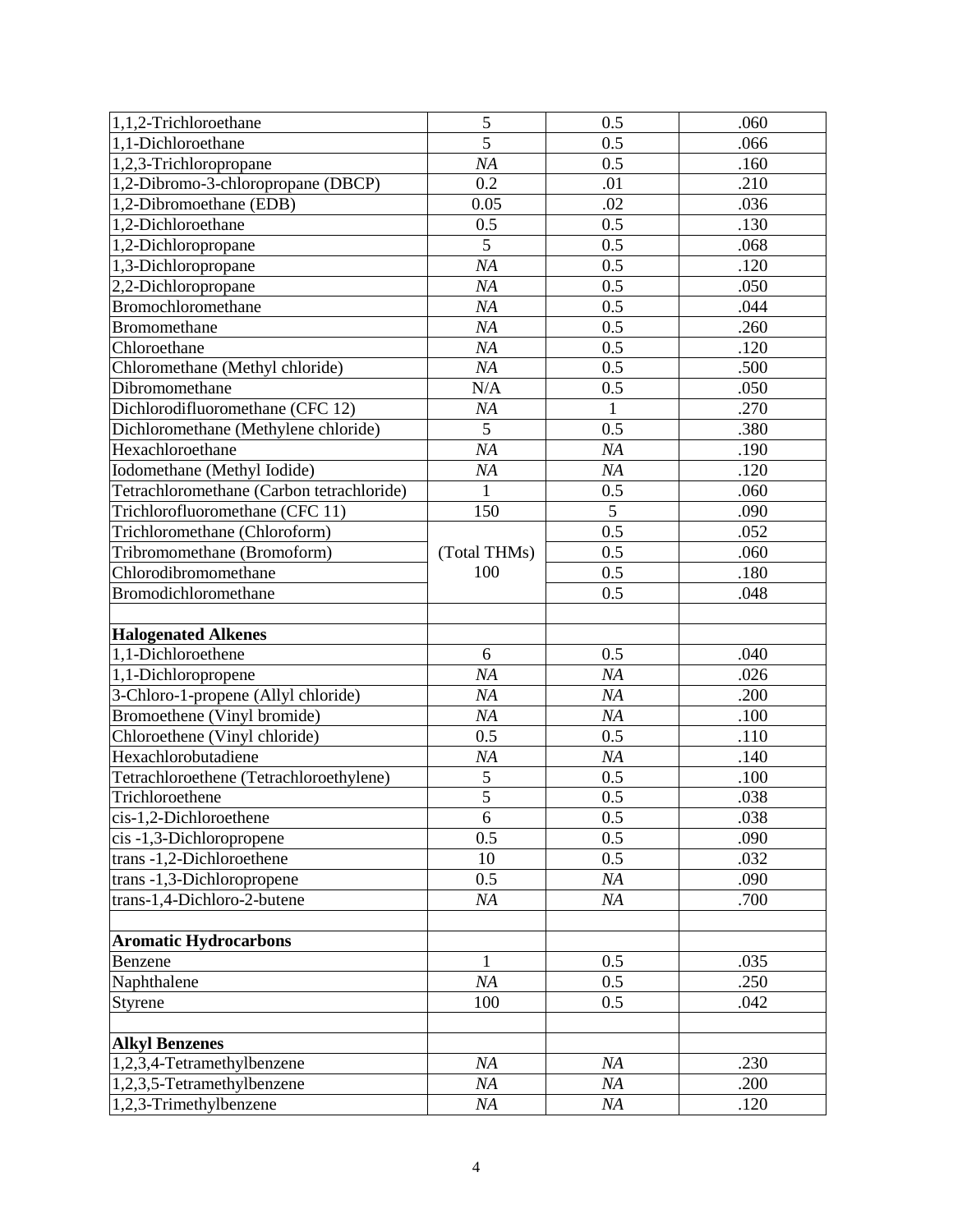| | | | |
|---|---|---|---|
| 1,1,2-Trichloroethane | 5 | 0.5 | .060 |
| 1,1-Dichloroethane | 5 | 0.5 | .066 |
| 1,2,3-Trichloropropane | *NA* | 0.5 | .160 |
| 1,2-Dibromo-3-chloropropane (DBCP) | 0.2 | .01 | .210 |
| 1,2-Dibromoethane (EDB) | 0.05 | .02 | .036 |
| 1,2-Dichloroethane | 0.5 | 0.5 | .130 |
| 1,2-Dichloropropane | 5 | 0.5 | .068 |
| 1,3-Dichloropropane | *NA* | 0.5 | .120 |
| 2,2-Dichloropropane | *NA* | 0.5 | .050 |
| Bromochloromethane | *NA* | 0.5 | .044 |
| Bromomethane | *NA* | 0.5 | .260 |
| Chloroethane | *NA* | 0.5 | .120 |
| Chloromethane (Methyl chloride) | *NA* | 0.5 | .500 |
| Dibromomethane | N/A | 0.5 | .050 |
| Dichlorodifluoromethane (CFC 12) | *NA* | 1 | .270 |
| Dichloromethane (Methylene chloride) | 5 | 0.5 | .380 |
| Hexachloroethane | *NA* | *NA* | .190 |
| Iodomethane (Methyl Iodide) | *NA* | *NA* | .120 |
| Tetrachloromethane (Carbon tetrachloride) | 1 | 0.5 | .060 |
| Trichlorofluoromethane (CFC 11) | 150 | 5 | .090 |
| Trichloromethane (Chloroform) | (Total THMs) 100 | 0.5 | .052 |
| Tribromomethane (Bromoform) | | 0.5 | .060 |
| Chlorodibromomethane | | 0.5 | .180 |
| Bromodichloromethane | | 0.5 | .048 |
| | | | |
| **Halogenated Alkenes** | | | |
| 1,1-Dichloroethene | 6 | 0.5 | .040 |
| 1,1-Dichloropropene | *NA* | *NA* | .026 |
| 3-Chloro-1-propene (Allyl chloride) | *NA* | *NA* | .200 |
| Bromoethene (Vinyl bromide) | *NA* | *NA* | .100 |
| Chloroethene (Vinyl chloride) | 0.5 | 0.5 | .110 |
| Hexachlorobutadiene | *NA* | *NA* | .140 |
| Tetrachloroethene (Tetrachloroethylene) | 5 | 0.5 | .100 |
| Trichloroethene | 5 | 0.5 | .038 |
| cis-1,2-Dichloroethene | 6 | 0.5 | .038 |
| cis -1,3-Dichloropropene | 0.5 | 0.5 | .090 |
| trans -1,2-Dichloroethene | 10 | 0.5 | .032 |
| trans -1,3-Dichloropropene | 0.5 | *NA* | .090 |
| trans-1,4-Dichloro-2-butene | *NA* | *NA* | .700 |
| | | | |
| **Aromatic Hydrocarbons** | | | |
| Benzene | 1 | 0.5 | .035 |
| Naphthalene | *NA* | 0.5 | .250 |
| Styrene | 100 | 0.5 | .042 |
| | | | |
| **Alkyl Benzenes** | | | |
| 1,2,3,4-Tetramethylbenzene | *NA* | *NA* | .230 |
| 1,2,3,5-Tetramethylbenzene | *NA* | *NA* | .200 |
| 1,2,3-Trimethylbenzene | *NA* | *NA* | .120 |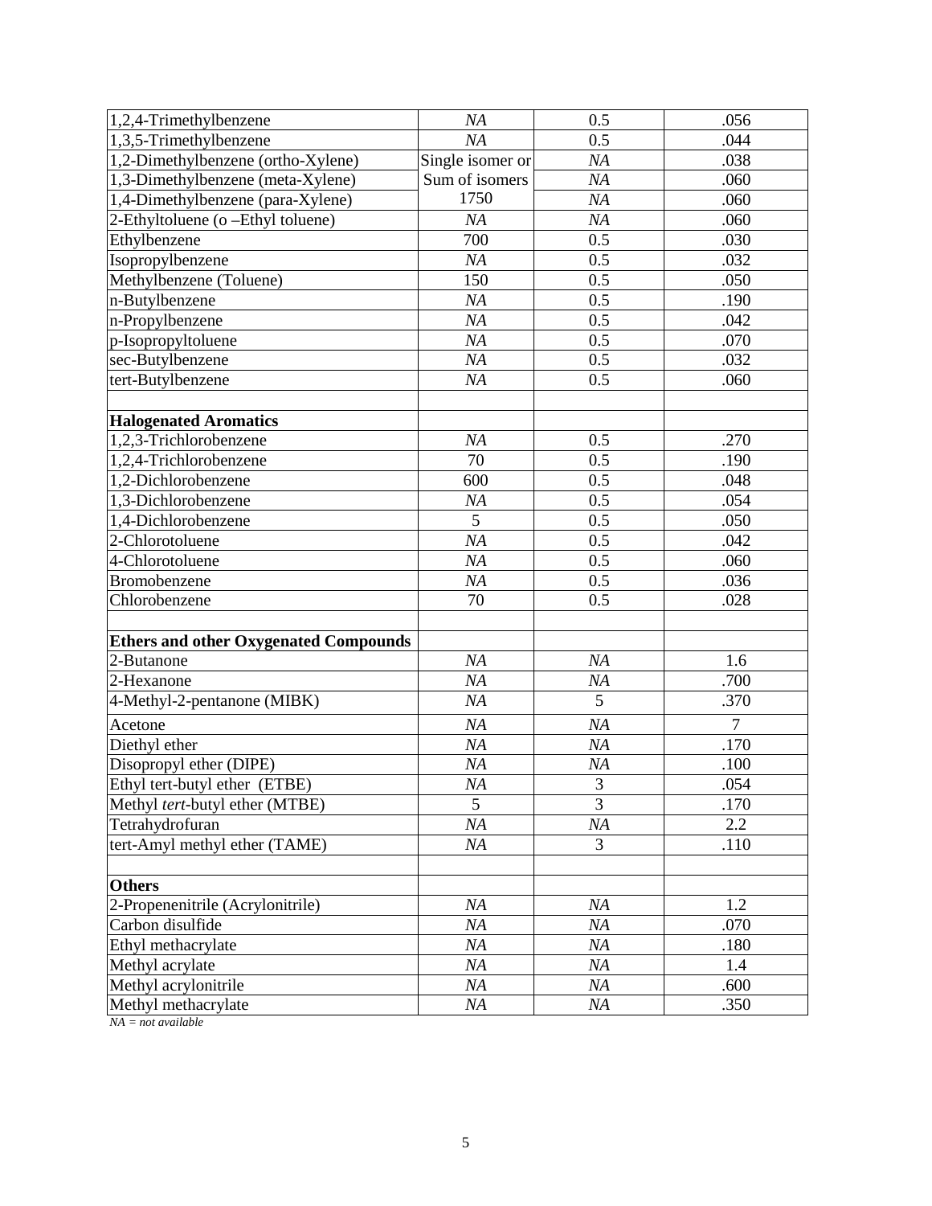| | | | |
|---|---|---|---|
| 1,2,4-Trimethylbenzene | *NA* | 0.5 | .056 |
| 1,3,5-Trimethylbenzene | *NA* | 0.5 | .044 |
| 1,2-Dimethylbenzene (ortho-Xylene) | Single isomer or | *NA* | .038 |
| 1,3-Dimethylbenzene (meta-Xylene) | Sum of isomers | *NA* | .060 |
| 1,4-Dimethylbenzene (para-Xylene) | 1750 | *NA* | .060 |
| 2-Ethyltoluene (o –Ethyl toluene) | *NA* | *NA* | .060 |
| Ethylbenzene | 700 | 0.5 | .030 |
| Isopropylbenzene | *NA* | 0.5 | .032 |
| Methylbenzene (Toluene) | 150 | 0.5 | .050 |
| n-Butylbenzene | *NA* | 0.5 | .190 |
| n-Propylbenzene | *NA* | 0.5 | .042 |
| p-Isopropyltoluene | *NA* | 0.5 | .070 |
| sec-Butylbenzene | *NA* | 0.5 | .032 |
| tert-Butylbenzene | *NA* | 0.5 | .060 |
| | | | |
| **Halogenated Aromatics** | | | |
| 1,2,3-Trichlorobenzene | *NA* | 0.5 | .270 |
| 1,2,4-Trichlorobenzene | 70 | 0.5 | .190 |
| 1,2-Dichlorobenzene | 600 | 0.5 | .048 |
| 1,3-Dichlorobenzene | *NA* | 0.5 | .054 |
| 1,4-Dichlorobenzene | 5 | 0.5 | .050 |
| 2-Chlorotoluene | *NA* | 0.5 | .042 |
| 4-Chlorotoluene | *NA* | 0.5 | .060 |
| Bromobenzene | *NA* | 0.5 | .036 |
| Chlorobenzene | 70 | 0.5 | .028 |
| | | | |
| **Ethers and other Oxygenated Compounds** | | | |
| 2-Butanone | *NA* | *NA* | 1.6 |
| 2-Hexanone | *NA* | *NA* | .700 |
| 4-Methyl-2-pentanone (MIBK) | *NA* | 5 | .370 |
| Acetone | *NA* | *NA* | 7 |
| Diethyl ether | *NA* | *NA* | .170 |
| Disopropyl ether (DIPE) | *NA* | *NA* | .100 |
| Ethyl tert-butyl ether (ETBE) | *NA* | 3 | .054 |
| Methyl *tert*-butyl ether (MTBE) | 5 | 3 | .170 |
| Tetrahydrofuran | *NA* | *NA* | 2.2 |
| tert-Amyl methyl ether (TAME) | *NA* | 3 | .110 |
| | | | |
| **Others** | | | |
| 2-Propenenitrile (Acrylonitrile) | *NA* | *NA* | 1.2 |
| Carbon disulfide | *NA* | *NA* | .070 |
| Ethyl methacrylate | *NA* | *NA* | .180 |
| Methyl acrylate | *NA* | *NA* | 1.4 |
| Methyl acrylonitrile | *NA* | *NA* | .600 |
| Methyl methacrylate | *NA* | *NA* | .350 |

*NA = not available*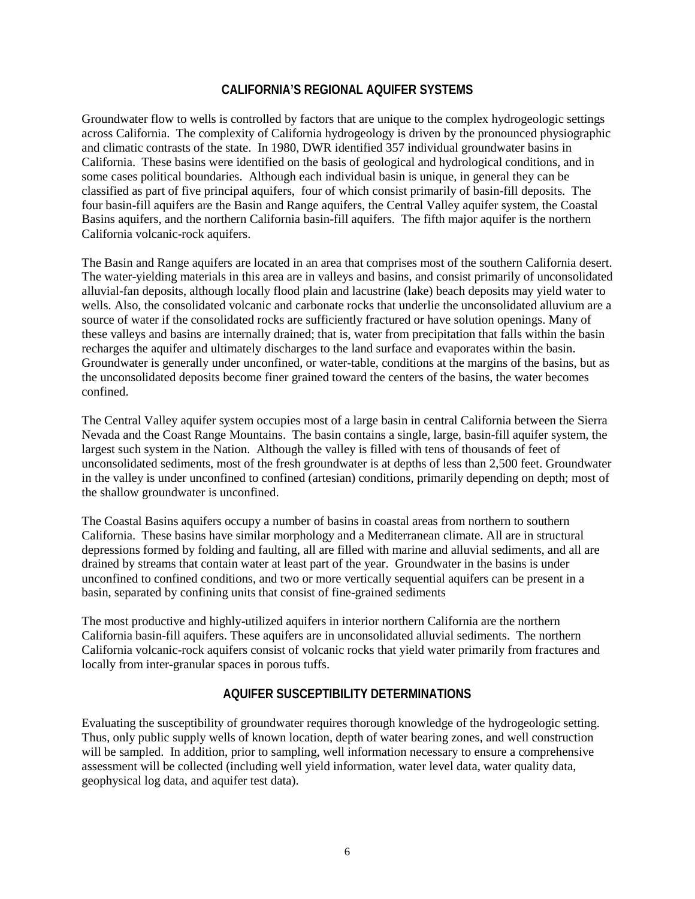## CALIFORNIA'S REGIONAL AQUIFER SYSTEMS

Groundwater flow to wells is controlled by factors that are unique to the complex hydrogeologic settings across California. The complexity of California hydrogeology is driven by the pronounced physiographic and climatic contrasts of the state. In 1980, DWR identified 357 individual groundwater basins in California. These basins were identified on the basis of geological and hydrological conditions, and in some cases political boundaries. Although each individual basin is unique, in general they can be classified as part of five principal aquifers, four of which consist primarily of basin-fill deposits. The four basin-fill aquifers are the Basin and Range aquifers, the Central Valley aquifer system, the Coastal Basins aquifers, and the northern California basin-fill aquifers. The fifth major aquifer is the northern California volcanic-rock aquifers.

The Basin and Range aquifers are located in an area that comprises most of the southern California desert. The water-yielding materials in this area are in valleys and basins, and consist primarily of unconsolidated alluvial-fan deposits, although locally flood plain and lacustrine (lake) beach deposits may yield water to wells. Also, the consolidated volcanic and carbonate rocks that underlie the unconsolidated alluvium are a source of water if the consolidated rocks are sufficiently fractured or have solution openings. Many of these valleys and basins are internally drained; that is, water from precipitation that falls within the basin recharges the aquifer and ultimately discharges to the land surface and evaporates within the basin. Groundwater is generally under unconfined, or water-table, conditions at the margins of the basins, but as the unconsolidated deposits become finer grained toward the centers of the basins, the water becomes confined.

The Central Valley aquifer system occupies most of a large basin in central California between the Sierra Nevada and the Coast Range Mountains. The basin contains a single, large, basin-fill aquifer system, the largest such system in the Nation. Although the valley is filled with tens of thousands of feet of unconsolidated sediments, most of the fresh groundwater is at depths of less than 2,500 feet. Groundwater in the valley is under unconfined to confined (artesian) conditions, primarily depending on depth; most of the shallow groundwater is unconfined.

The Coastal Basins aquifers occupy a number of basins in coastal areas from northern to southern California. These basins have similar morphology and a Mediterranean climate. All are in structural depressions formed by folding and faulting, all are filled with marine and alluvial sediments, and all are drained by streams that contain water at least part of the year. Groundwater in the basins is under unconfined to confined conditions, and two or more vertically sequential aquifers can be present in a basin, separated by confining units that consist of fine-grained sediments

The most productive and highly-utilized aquifers in interior northern California are the northern California basin-fill aquifers. These aquifers are in unconsolidated alluvial sediments. The northern California volcanic-rock aquifers consist of volcanic rocks that yield water primarily from fractures and locally from inter-granular spaces in porous tuffs.

## AQUIFER SUSCEPTIBILITY DETERMINATIONS

Evaluating the susceptibility of groundwater requires thorough knowledge of the hydrogeologic setting. Thus, only public supply wells of known location, depth of water bearing zones, and well construction will be sampled. In addition, prior to sampling, well information necessary to ensure a comprehensive assessment will be collected (including well yield information, water level data, water quality data, geophysical log data, and aquifer test data).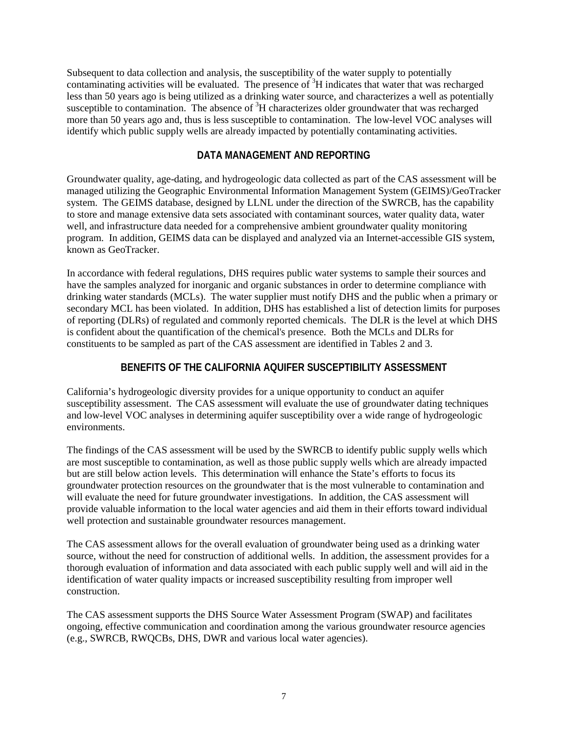Subsequent to data collection and analysis, the susceptibility of the water supply to potentially contaminating activities will be evaluated. The presence of $^{3}H$ indicates that water that was recharged less than 50 years ago is being utilized as a drinking water source, and characterizes a well as potentially susceptible to contamination. The absence of $^{3}H$ characterizes older groundwater that was recharged more than 50 years ago and, thus is less susceptible to contamination. The low-level VOC analyses will identify which public supply wells are already impacted by potentially contaminating activities.

## DATA MANAGEMENT AND REPORTING

Groundwater quality, age-dating, and hydrogeologic data collected as part of the CAS assessment will be managed utilizing the Geographic Environmental Information Management System (GEIMS)/GeoTracker system. The GEIMS database, designed by LLNL under the direction of the SWRCB, has the capability to store and manage extensive data sets associated with contaminant sources, water quality data, water well, and infrastructure data needed for a comprehensive ambient groundwater quality monitoring program. In addition, GEIMS data can be displayed and analyzed via an Internet-accessible GIS system, known as GeoTracker.

In accordance with federal regulations, DHS requires public water systems to sample their sources and have the samples analyzed for inorganic and organic substances in order to determine compliance with drinking water standards (MCLs). The water supplier must notify DHS and the public when a primary or secondary MCL has been violated. In addition, DHS has established a list of detection limits for purposes of reporting (DLRs) of regulated and commonly reported chemicals. The DLR is the level at which DHS is confident about the quantification of the chemical's presence. Both the MCLs and DLRs for constituents to be sampled as part of the CAS assessment are identified in Tables 2 and 3.

## BENEFITS OF THE CALIFORNIA AQUIFER SUSCEPTIBILITY ASSESSMENT

California's hydrogeologic diversity provides for a unique opportunity to conduct an aquifer susceptibility assessment. The CAS assessment will evaluate the use of groundwater dating techniques and low-level VOC analyses in determining aquifer susceptibility over a wide range of hydrogeologic environments.

The findings of the CAS assessment will be used by the SWRCB to identify public supply wells which are most susceptible to contamination, as well as those public supply wells which are already impacted but are still below action levels. This determination will enhance the State's efforts to focus its groundwater protection resources on the groundwater that is the most vulnerable to contamination and will evaluate the need for future groundwater investigations. In addition, the CAS assessment will provide valuable information to the local water agencies and aid them in their efforts toward individual well protection and sustainable groundwater resources management.

The CAS assessment allows for the overall evaluation of groundwater being used as a drinking water source, without the need for construction of additional wells. In addition, the assessment provides for a thorough evaluation of information and data associated with each public supply well and will aid in the identification of water quality impacts or increased susceptibility resulting from improper well construction.

The CAS assessment supports the DHS Source Water Assessment Program (SWAP) and facilitates ongoing, effective communication and coordination among the various groundwater resource agencies (e.g., SWRCB, RWQCBs, DHS, DWR and various local water agencies).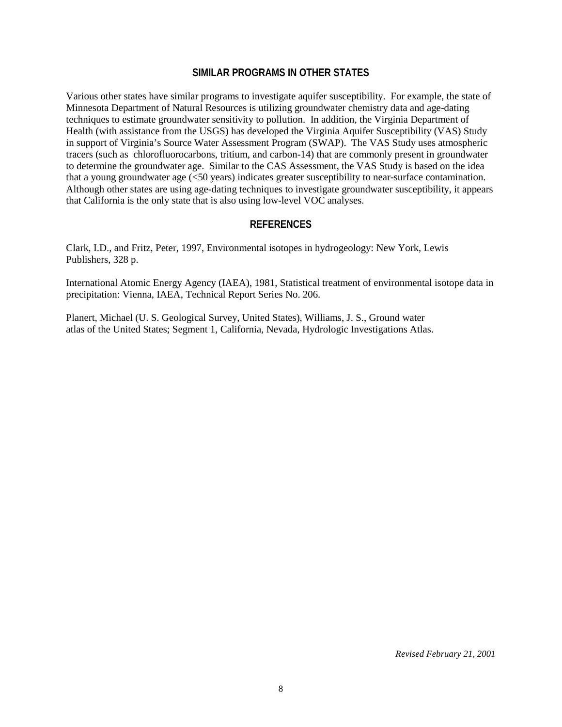## SIMILAR PROGRAMS IN OTHER STATES

Various other states have similar programs to investigate aquifer susceptibility. For example, the state of Minnesota Department of Natural Resources is utilizing groundwater chemistry data and age-dating techniques to estimate groundwater sensitivity to pollution. In addition, the Virginia Department of Health (with assistance from the USGS) has developed the Virginia Aquifer Susceptibility (VAS) Study in support of Virginia's Source Water Assessment Program (SWAP). The VAS Study uses atmospheric tracers (such as chlorofluorocarbons, tritium, and carbon-14) that are commonly present in groundwater to determine the groundwater age. Similar to the CAS Assessment, the VAS Study is based on the idea that a young groundwater age (<50 years) indicates greater susceptibility to near-surface contamination. Although other states are using age-dating techniques to investigate groundwater susceptibility, it appears that California is the only state that is also using low-level VOC analyses.

## REFERENCES

Clark, I.D., and Fritz, Peter, 1997, Environmental isotopes in hydrogeology: New York, Lewis Publishers, 328 p.

International Atomic Energy Agency (IAEA), 1981, Statistical treatment of environmental isotope data in precipitation: Vienna, IAEA, Technical Report Series No. 206.

Planert, Michael (U. S. Geological Survey, United States), Williams, J. S., Ground water atlas of the United States; Segment 1, California, Nevada, Hydrologic Investigations Atlas.

*Revised February 21, 2001*